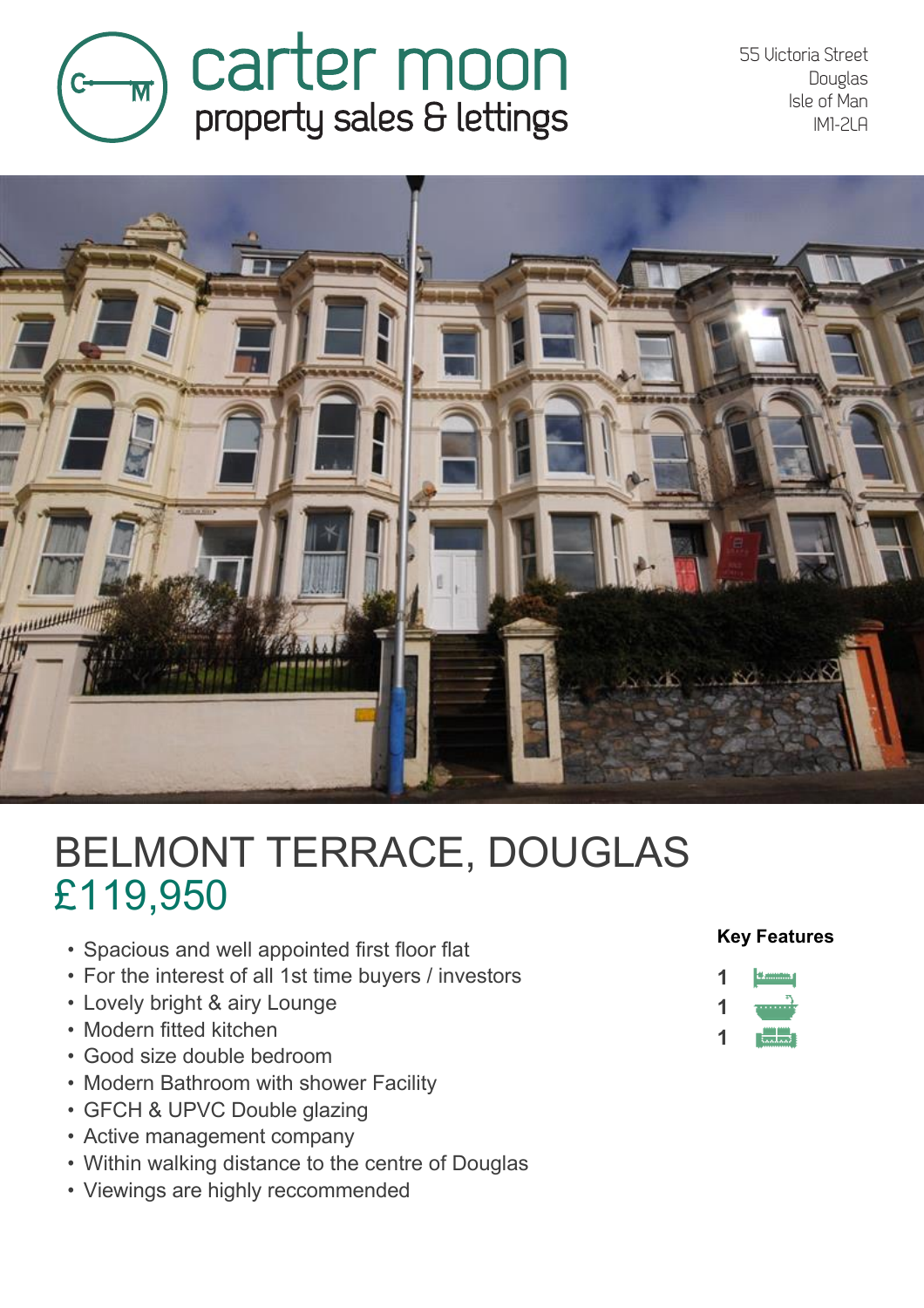# carter moon
property sales & lettings

55 Victoria Street
Douglas
Isle of Man
IM1-2LA

# BELMONT TERRACE, DOUGLAS
## £119,950

- Spacious and well appointed first floor flat
- For the interest of all 1st time buyers / investors
- Lovely bright & airy Lounge
- Modern fitted kitchen
- Good size double bedroom
- Modern Bathroom with shower Facility
- GFCH & UPVC Double glazing
- Active management company
- Within walking distance to the centre of Douglas
- Viewings are highly reccommended

**Key Features**

1
1
1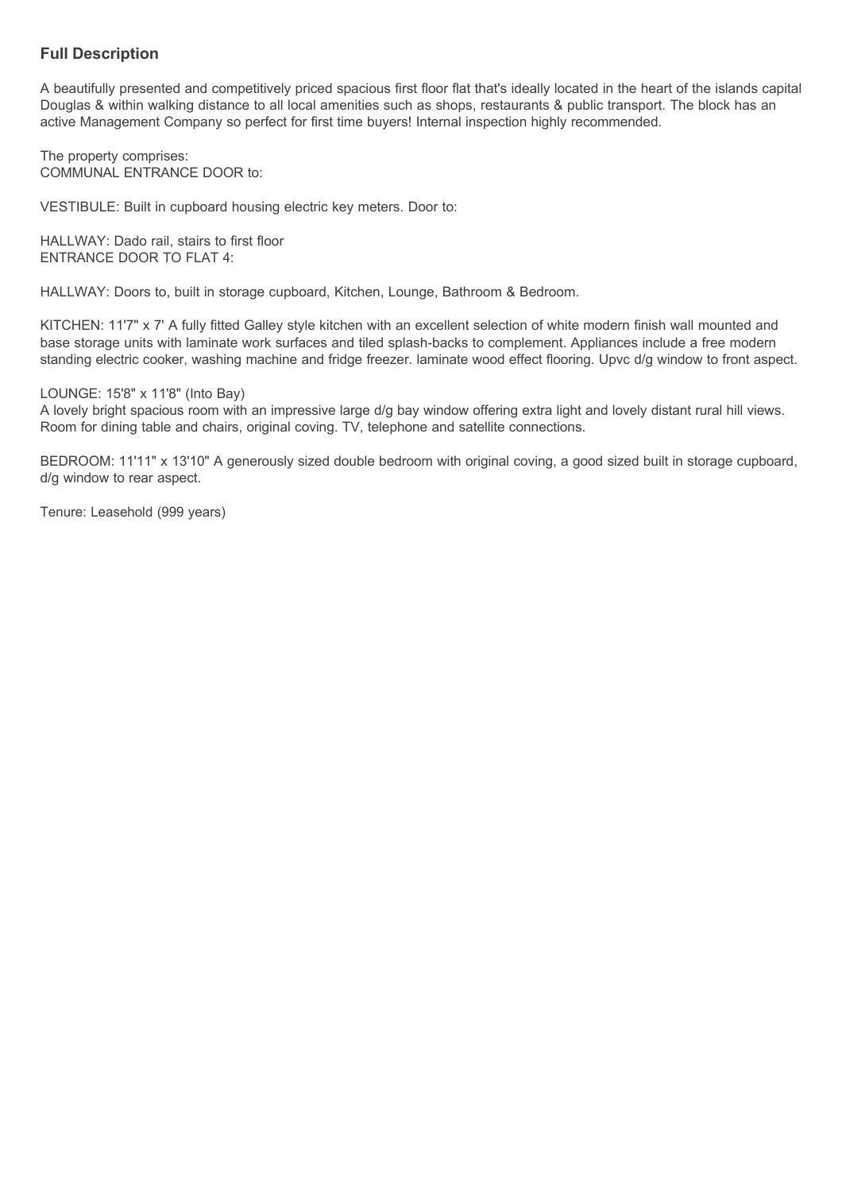### Full Description

A beautifully presented and competitively priced spacious first floor flat that's ideally located in the heart of the islands capital Douglas & within walking distance to all local amenities such as shops, restaurants & public transport. The block has an active Management Company so perfect for first time buyers! Internal inspection highly recommended.

The property comprises:
COMMUNAL ENTRANCE DOOR to:

VESTIBULE: Built in cupboard housing electric key meters. Door to:

HALLWAY: Dado rail, stairs to first floor
ENTRANCE DOOR TO FLAT 4:

HALLWAY: Doors to, built in storage cupboard, Kitchen, Lounge, Bathroom & Bedroom.

KITCHEN: 11'7" x 7' A fully fitted Galley style kitchen with an excellent selection of white modern finish wall mounted and base storage units with laminate work surfaces and tiled splash-backs to complement. Appliances include a free modern standing electric cooker, washing machine and fridge freezer. laminate wood effect flooring. Upvc d/g window to front aspect.

LOUNGE: 15'8" x 11'8" (Into Bay)
A lovely bright spacious room with an impressive large d/g bay window offering extra light and lovely distant rural hill views. Room for dining table and chairs, original coving. TV, telephone and satellite connections.

BEDROOM: 11'11" x 13'10" A generously sized double bedroom with original coving, a good sized built in storage cupboard, d/g window to rear aspect.

Tenure: Leasehold (999 years)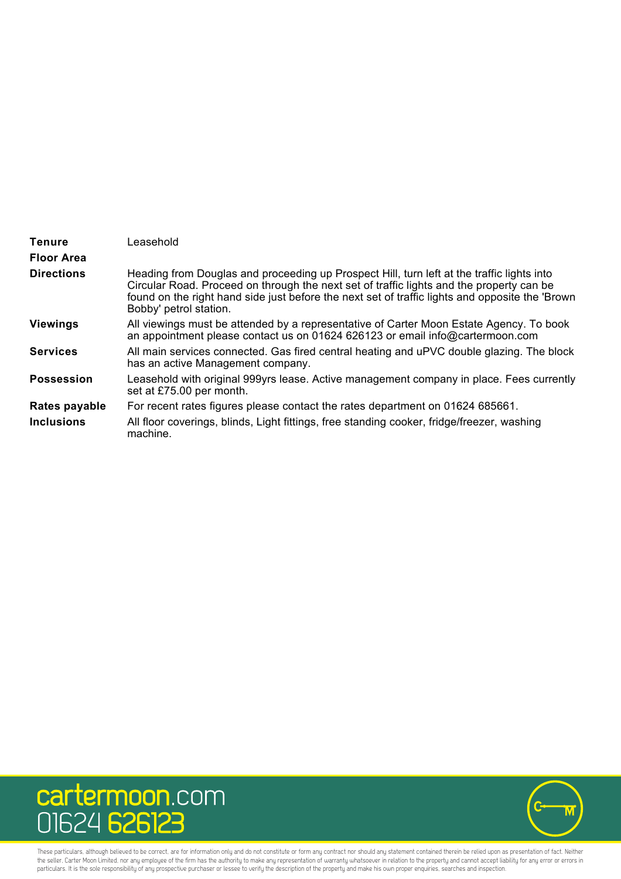| | |
|---|---|
| **Tenure** | Leasehold |
| **Floor Area** | |
| **Directions** | Heading from Douglas and proceeding up Prospect Hill, turn left at the traffic lights into Circular Road. Proceed on through the next set of traffic lights and the property can be found on the right hand side just before the next set of traffic lights and opposite the 'Brown Bobby' petrol station. |
| **Viewings** | All viewings must be attended by a representative of Carter Moon Estate Agency. To book an appointment please contact us on 01624 626123 or email info@cartermoon.com |
| **Services** | All main services connected. Gas fired central heating and uPVC double glazing. The block has an active Management company. |
| **Possession** | Leasehold with original 999yrs lease. Active management company in place. Fees currently set at £75.00 per month. |
| **Rates payable** | For recent rates figures please contact the rates department on 01624 685661. |
| **Inclusions** | All floor coverings, blinds, Light fittings, free standing cooker, fridge/freezer, washing machine. |

cartermoon.com
01624 626123

These particulars, although believed to be correct, are for information only and do not constitute or form any contract nor should any statement contained therein be relied upon as presentation of fact. Neither the seller, Carter Moon Limited, nor any employee of the firm has the authority to make any representation of warranty whatsoever in relation to the property and cannot accept liability for any error or errors in particulars. It is the sole responsibility of any prospective purchaser or lessee to verify the description of the property and make his own proper enquiries, searches and inspection.